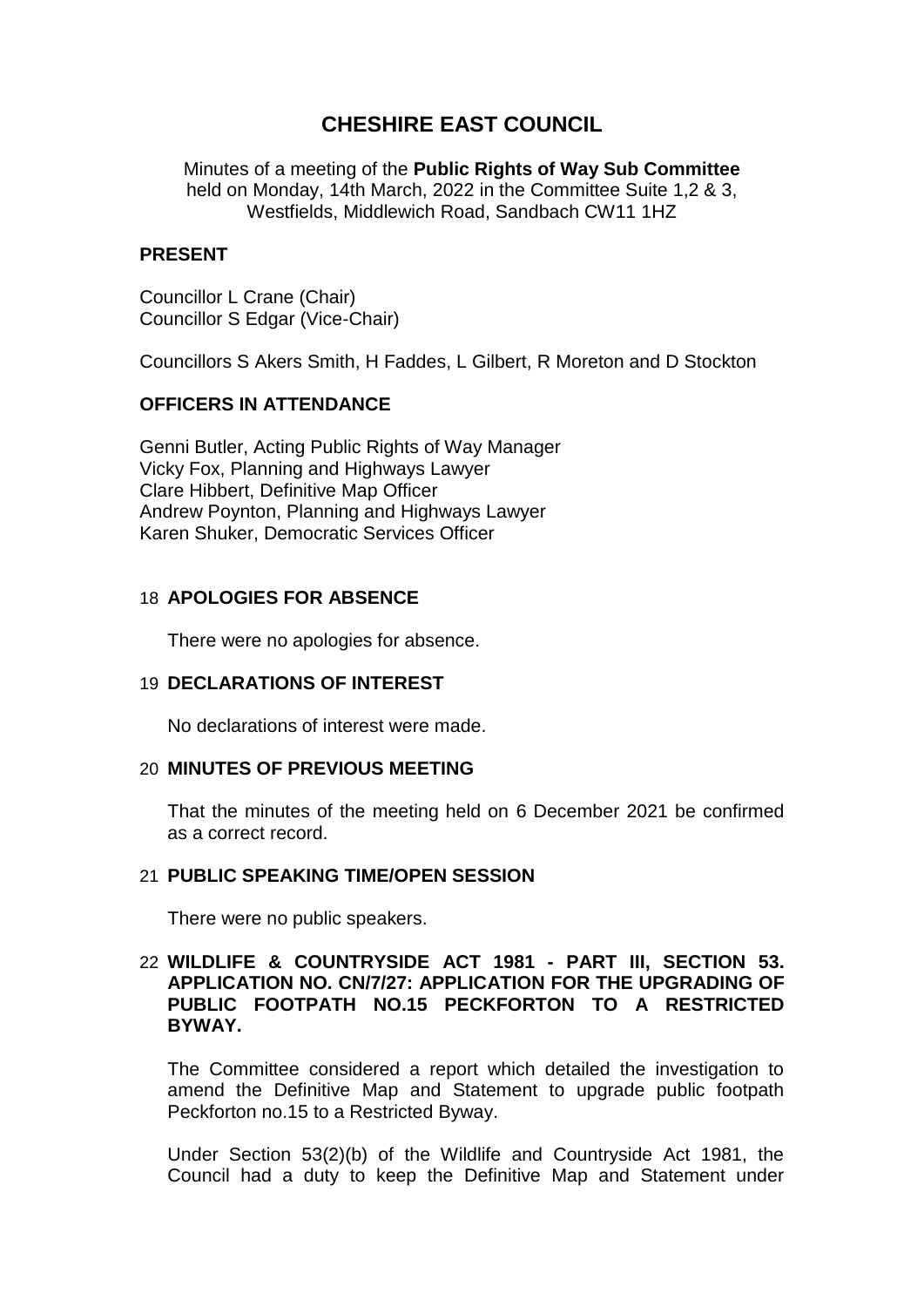# CHESHIRE EAST COUNCIL

Minutes of a meeting of the **Public Rights of Way Sub Committee** held on Monday, 14th March, 2022 in the Committee Suite 1,2 & 3, Westfields, Middlewich Road, Sandbach CW11 1HZ

## PRESENT

Councillor L Crane (Chair)
Councillor S Edgar (Vice-Chair)

Councillors S Akers Smith, H Faddes, L Gilbert, R Moreton and D Stockton

## OFFICERS IN ATTENDANCE

Genni Butler, Acting Public Rights of Way Manager
Vicky Fox, Planning and Highways Lawyer
Clare Hibbert, Definitive Map Officer
Andrew Poynton, Planning and Highways Lawyer
Karen Shuker, Democratic Services Officer

## 18 APOLOGIES FOR ABSENCE

There were no apologies for absence.

## 19 DECLARATIONS OF INTEREST

No declarations of interest were made.

## 20 MINUTES OF PREVIOUS MEETING

That the minutes of the meeting held on 6 December 2021 be confirmed as a correct record.

## 21 PUBLIC SPEAKING TIME/OPEN SESSION

There were no public speakers.

## 22 WILDLIFE & COUNTRYSIDE ACT 1981 - PART III, SECTION 53. APPLICATION NO. CN/7/27: APPLICATION FOR THE UPGRADING OF PUBLIC FOOTPATH NO.15 PECKFORTON TO A RESTRICTED BYWAY.

The Committee considered a report which detailed the investigation to amend the Definitive Map and Statement to upgrade public footpath Peckforton no.15 to a Restricted Byway.

Under Section 53(2)(b) of the Wildlife and Countryside Act 1981, the Council had a duty to keep the Definitive Map and Statement under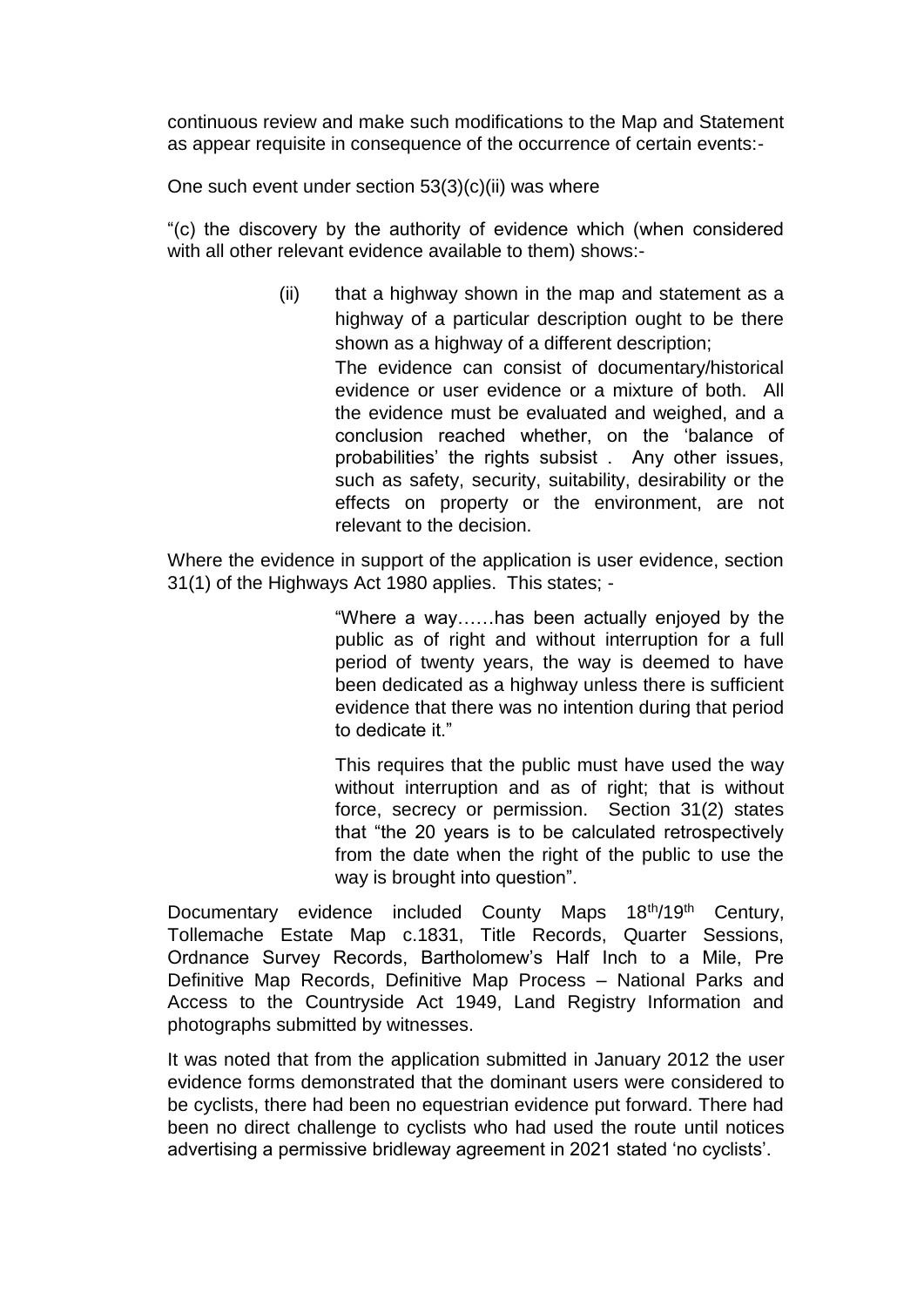continuous review and make such modifications to the Map and Statement as appear requisite in consequence of the occurrence of certain events:-

One such event under section 53(3)(c)(ii) was where

"(c) the discovery by the authority of evidence which (when considered with all other relevant evidence available to them) shows:-

> (ii) that a highway shown in the map and statement as a highway of a particular description ought to be there shown as a highway of a different description;
>
> The evidence can consist of documentary/historical evidence or user evidence or a mixture of both. All the evidence must be evaluated and weighed, and a conclusion reached whether, on the 'balance of probabilities' the rights subsist . Any other issues, such as safety, security, suitability, desirability or the effects on property or the environment, are not relevant to the decision.

Where the evidence in support of the application is user evidence, section 31(1) of the Highways Act 1980 applies. This states; -

> "Where a way……has been actually enjoyed by the public as of right and without interruption for a full period of twenty years, the way is deemed to have been dedicated as a highway unless there is sufficient evidence that there was no intention during that period to dedicate it."
>
> This requires that the public must have used the way without interruption and as of right; that is without force, secrecy or permission. Section 31(2) states that "the 20 years is to be calculated retrospectively from the date when the right of the public to use the way is brought into question".

Documentary evidence included County Maps 18th/19th Century, Tollemache Estate Map c.1831, Title Records, Quarter Sessions, Ordnance Survey Records, Bartholomew's Half Inch to a Mile, Pre Definitive Map Records, Definitive Map Process – National Parks and Access to the Countryside Act 1949, Land Registry Information and photographs submitted by witnesses.

It was noted that from the application submitted in January 2012 the user evidence forms demonstrated that the dominant users were considered to be cyclists, there had been no equestrian evidence put forward. There had been no direct challenge to cyclists who had used the route until notices advertising a permissive bridleway agreement in 2021 stated 'no cyclists'.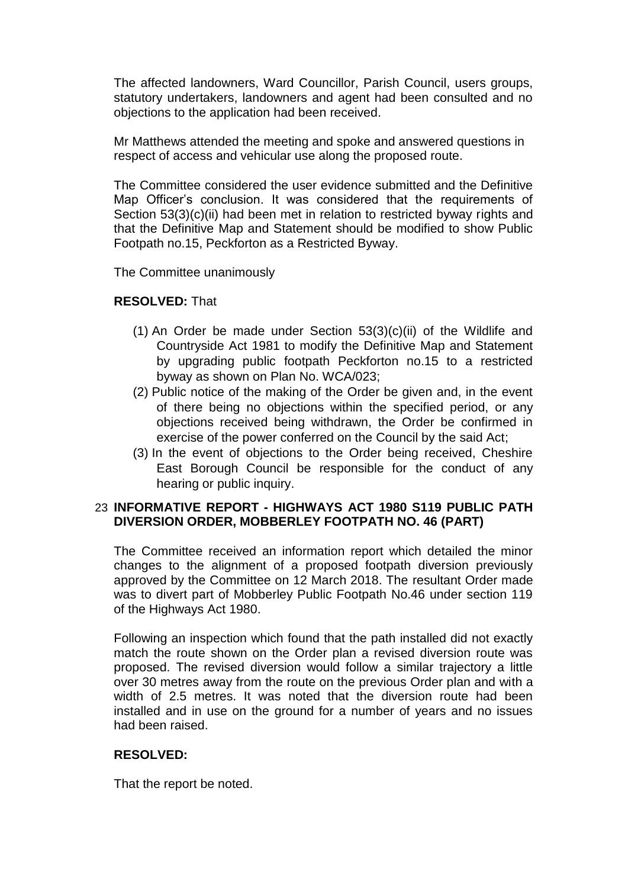The affected landowners, Ward Councillor, Parish Council, users groups, statutory undertakers, landowners and agent had been consulted and no objections to the application had been received.

Mr Matthews attended the meeting and spoke and answered questions in respect of access and vehicular use along the proposed route.

The Committee considered the user evidence submitted and the Definitive Map Officer's conclusion. It was considered that the requirements of Section 53(3)(c)(ii) had been met in relation to restricted byway rights and that the Definitive Map and Statement should be modified to show Public Footpath no.15, Peckforton as a Restricted Byway.

The Committee unanimously

**RESOLVED:** That

(1) An Order be made under Section 53(3)(c)(ii) of the Wildlife and Countryside Act 1981 to modify the Definitive Map and Statement by upgrading public footpath Peckforton no.15 to a restricted byway as shown on Plan No. WCA/023;

(2) Public notice of the making of the Order be given and, in the event of there being no objections within the specified period, or any objections received being withdrawn, the Order be confirmed in exercise of the power conferred on the Council by the said Act;

(3) In the event of objections to the Order being received, Cheshire East Borough Council be responsible for the conduct of any hearing or public inquiry.

## 23 INFORMATIVE REPORT - HIGHWAYS ACT 1980 S119 PUBLIC PATH DIVERSION ORDER, MOBBERLEY FOOTPATH NO. 46 (PART)

The Committee received an information report which detailed the minor changes to the alignment of a proposed footpath diversion previously approved by the Committee on 12 March 2018. The resultant Order made was to divert part of Mobberley Public Footpath No.46 under section 119 of the Highways Act 1980.

Following an inspection which found that the path installed did not exactly match the route shown on the Order plan a revised diversion route was proposed. The revised diversion would follow a similar trajectory a little over 30 metres away from the route on the previous Order plan and with a width of 2.5 metres. It was noted that the diversion route had been installed and in use on the ground for a number of years and no issues had been raised.

**RESOLVED:**

That the report be noted.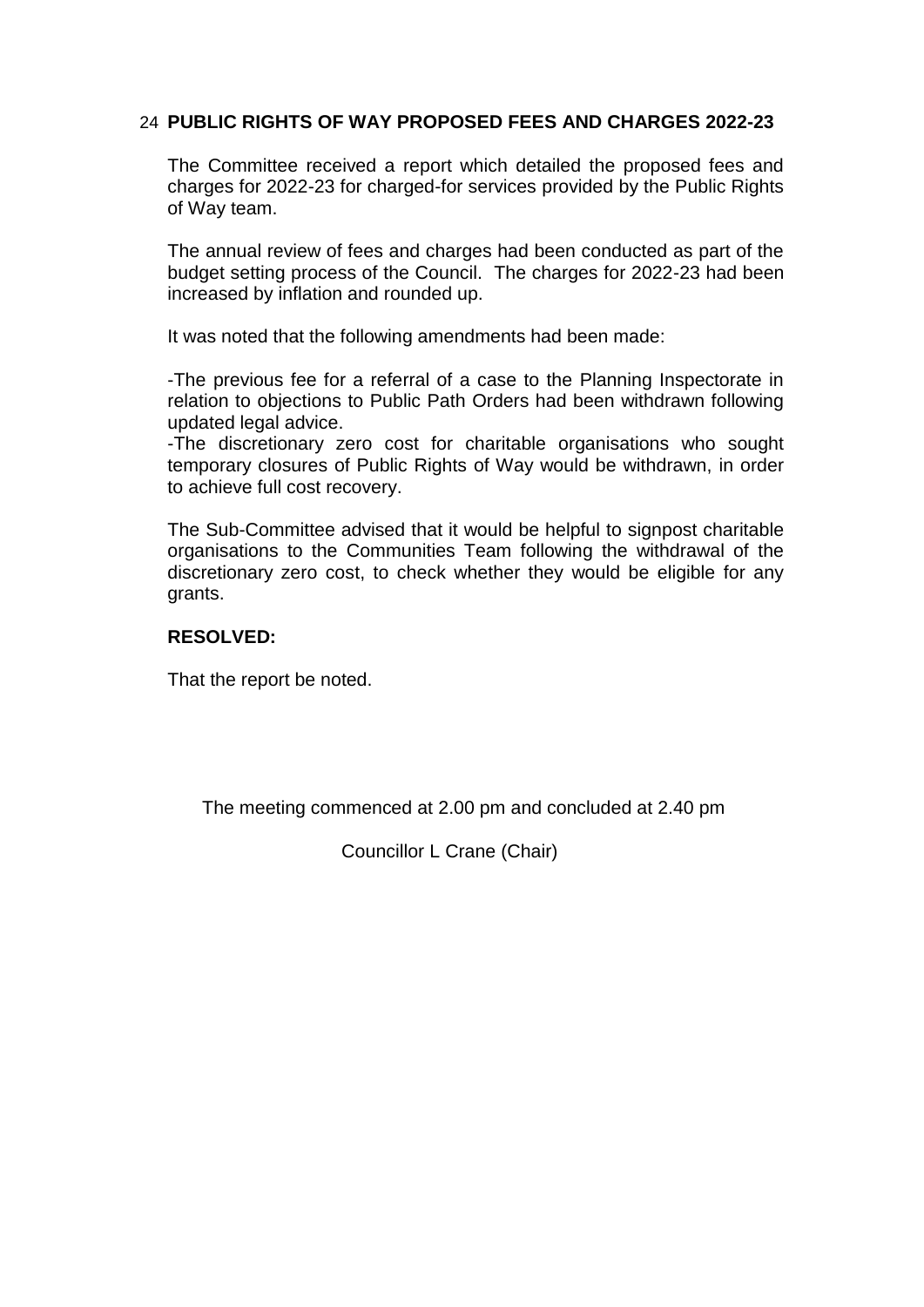## 24 PUBLIC RIGHTS OF WAY PROPOSED FEES AND CHARGES 2022-23

The Committee received a report which detailed the proposed fees and charges for 2022-23 for charged-for services provided by the Public Rights of Way team.

The annual review of fees and charges had been conducted as part of the budget setting process of the Council. The charges for 2022-23 had been increased by inflation and rounded up.

It was noted that the following amendments had been made:

-The previous fee for a referral of a case to the Planning Inspectorate in relation to objections to Public Path Orders had been withdrawn following updated legal advice.
-The discretionary zero cost for charitable organisations who sought temporary closures of Public Rights of Way would be withdrawn, in order to achieve full cost recovery.

The Sub-Committee advised that it would be helpful to signpost charitable organisations to the Communities Team following the withdrawal of the discretionary zero cost, to check whether they would be eligible for any grants.

**RESOLVED:**

That the report be noted.

The meeting commenced at 2.00 pm and concluded at 2.40 pm

Councillor L Crane (Chair)